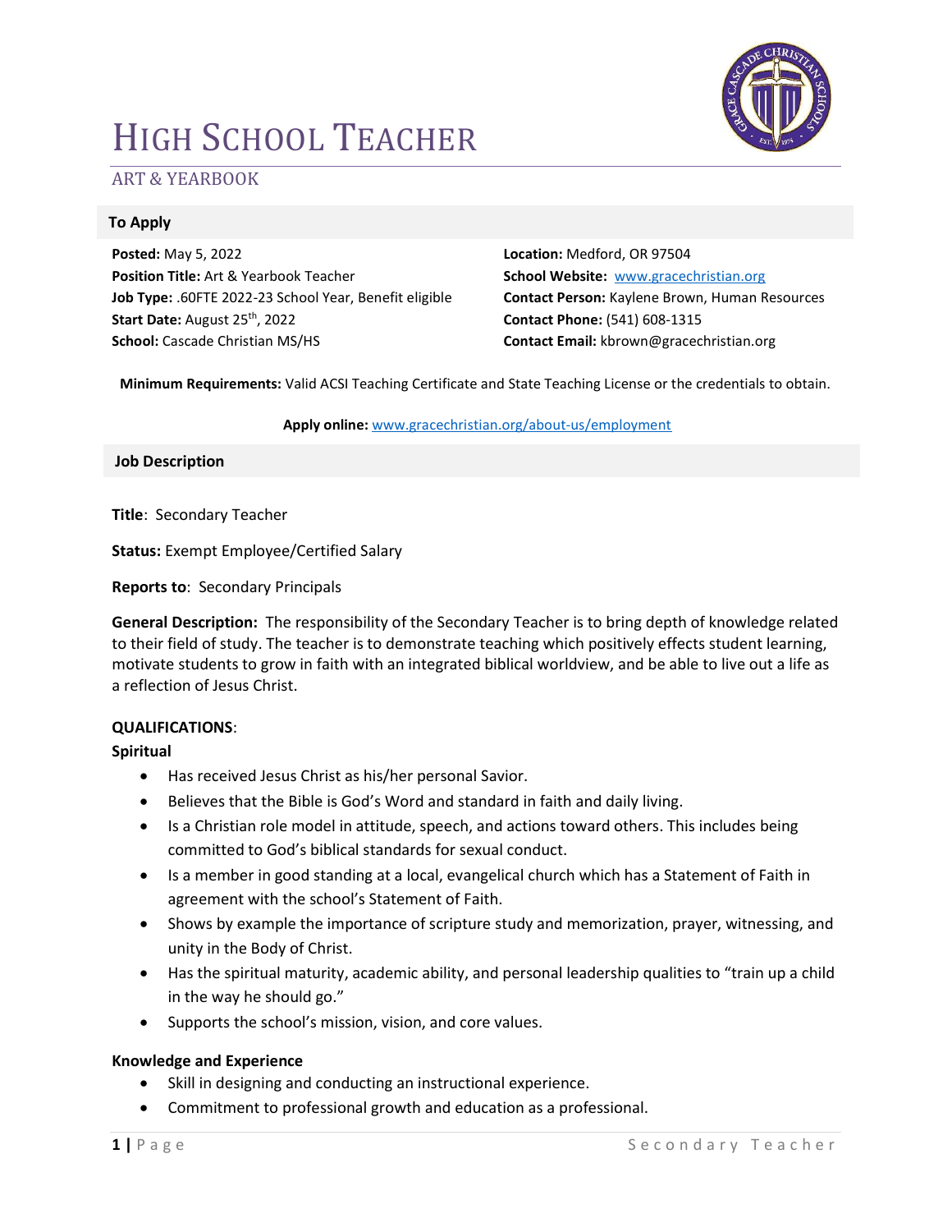# HIGH SCHOOL TEACHER

## ART & YEARBOOK

### To Apply

**Posted:** May 5, 2022
**Position Title:** Art & Yearbook Teacher
**Job Type:** .60FTE 2022-23 School Year, Benefit eligible
**Start Date:** August 25th, 2022
**School:** Cascade Christian MS/HS

**Location:** Medford, OR 97504
**School Website:** www.gracechristian.org
**Contact Person:** Kaylene Brown, Human Resources
**Contact Phone:** (541) 608-1315
**Contact Email:** kbrown@gracechristian.org

**Minimum Requirements:** Valid ACSI Teaching Certificate and State Teaching License or the credentials to obtain.

**Apply online:** www.gracechristian.org/about-us/employment

### Job Description

**Title**: Secondary Teacher

**Status:** Exempt Employee/Certified Salary

**Reports to**: Secondary Principals

**General Description:** The responsibility of the Secondary Teacher is to bring depth of knowledge related to their field of study. The teacher is to demonstrate teaching which positively effects student learning, motivate students to grow in faith with an integrated biblical worldview, and be able to live out a life as a reflection of Jesus Christ.

**QUALIFICATIONS**:

**Spiritual**

- Has received Jesus Christ as his/her personal Savior.
- Believes that the Bible is God's Word and standard in faith and daily living.
- Is a Christian role model in attitude, speech, and actions toward others. This includes being committed to God's biblical standards for sexual conduct.
- Is a member in good standing at a local, evangelical church which has a Statement of Faith in agreement with the school's Statement of Faith.
- Shows by example the importance of scripture study and memorization, prayer, witnessing, and unity in the Body of Christ.
- Has the spiritual maturity, academic ability, and personal leadership qualities to "train up a child in the way he should go."
- Supports the school's mission, vision, and core values.

**Knowledge and Experience**

- Skill in designing and conducting an instructional experience.
- Commitment to professional growth and education as a professional.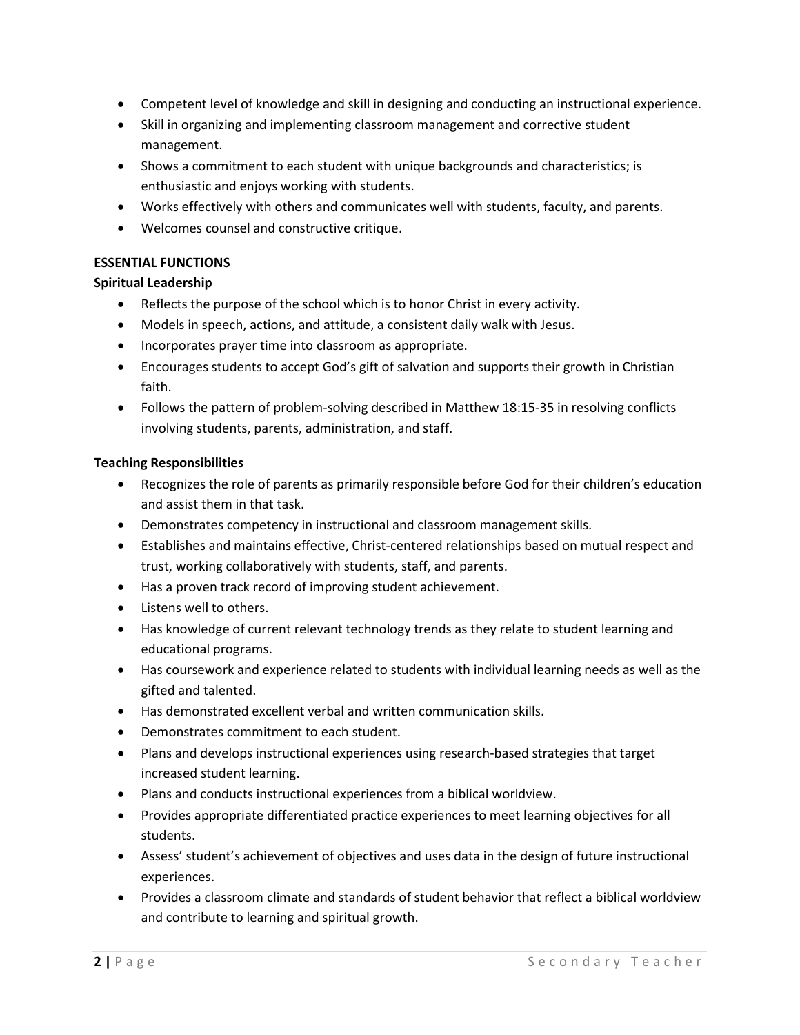- Competent level of knowledge and skill in designing and conducting an instructional experience.
- Skill in organizing and implementing classroom management and corrective student management.
- Shows a commitment to each student with unique backgrounds and characteristics; is enthusiastic and enjoys working with students.
- Works effectively with others and communicates well with students, faculty, and parents.
- Welcomes counsel and constructive critique.

**ESSENTIAL FUNCTIONS**

**Spiritual Leadership**

- Reflects the purpose of the school which is to honor Christ in every activity.
- Models in speech, actions, and attitude, a consistent daily walk with Jesus.
- Incorporates prayer time into classroom as appropriate.
- Encourages students to accept God's gift of salvation and supports their growth in Christian faith.
- Follows the pattern of problem-solving described in Matthew 18:15-35 in resolving conflicts involving students, parents, administration, and staff.

**Teaching Responsibilities**

- Recognizes the role of parents as primarily responsible before God for their children's education and assist them in that task.
- Demonstrates competency in instructional and classroom management skills.
- Establishes and maintains effective, Christ-centered relationships based on mutual respect and trust, working collaboratively with students, staff, and parents.
- Has a proven track record of improving student achievement.
- Listens well to others.
- Has knowledge of current relevant technology trends as they relate to student learning and educational programs.
- Has coursework and experience related to students with individual learning needs as well as the gifted and talented.
- Has demonstrated excellent verbal and written communication skills.
- Demonstrates commitment to each student.
- Plans and develops instructional experiences using research-based strategies that target increased student learning.
- Plans and conducts instructional experiences from a biblical worldview.
- Provides appropriate differentiated practice experiences to meet learning objectives for all students.
- Assess' student's achievement of objectives and uses data in the design of future instructional experiences.
- Provides a classroom climate and standards of student behavior that reflect a biblical worldview and contribute to learning and spiritual growth.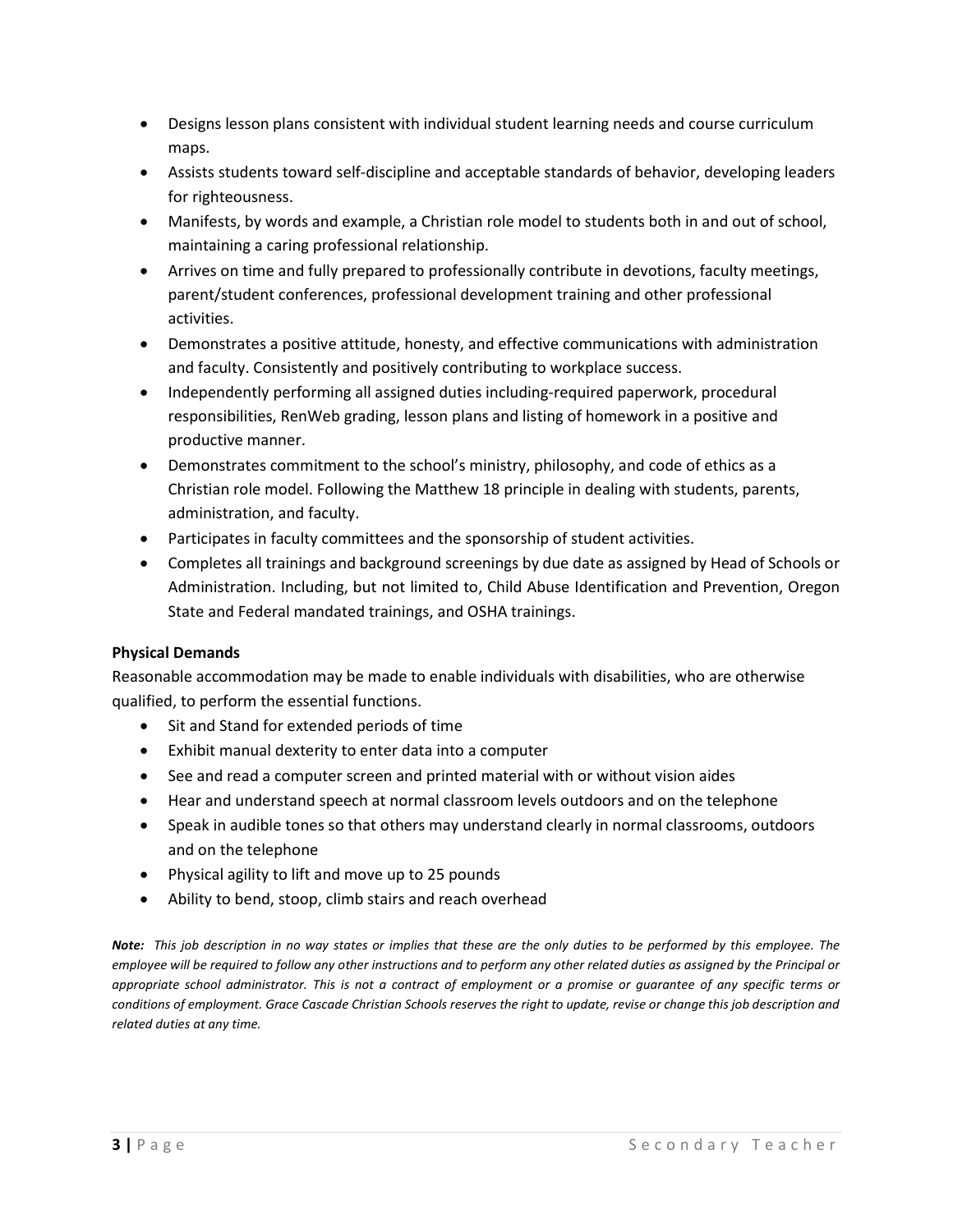- Designs lesson plans consistent with individual student learning needs and course curriculum maps.
- Assists students toward self-discipline and acceptable standards of behavior, developing leaders for righteousness.
- Manifests, by words and example, a Christian role model to students both in and out of school, maintaining a caring professional relationship.
- Arrives on time and fully prepared to professionally contribute in devotions, faculty meetings, parent/student conferences, professional development training and other professional activities.
- Demonstrates a positive attitude, honesty, and effective communications with administration and faculty. Consistently and positively contributing to workplace success.
- Independently performing all assigned duties including-required paperwork, procedural responsibilities, RenWeb grading, lesson plans and listing of homework in a positive and productive manner.
- Demonstrates commitment to the school's ministry, philosophy, and code of ethics as a Christian role model. Following the Matthew 18 principle in dealing with students, parents, administration, and faculty.
- Participates in faculty committees and the sponsorship of student activities.
- Completes all trainings and background screenings by due date as assigned by Head of Schools or Administration. Including, but not limited to, Child Abuse Identification and Prevention, Oregon State and Federal mandated trainings, and OSHA trainings.

**Physical Demands**

Reasonable accommodation may be made to enable individuals with disabilities, who are otherwise qualified, to perform the essential functions.

- Sit and Stand for extended periods of time
- Exhibit manual dexterity to enter data into a computer
- See and read a computer screen and printed material with or without vision aides
- Hear and understand speech at normal classroom levels outdoors and on the telephone
- Speak in audible tones so that others may understand clearly in normal classrooms, outdoors and on the telephone
- Physical agility to lift and move up to 25 pounds
- Ability to bend, stoop, climb stairs and reach overhead

***Note:*** *This job description in no way states or implies that these are the only duties to be performed by this employee. The employee will be required to follow any other instructions and to perform any other related duties as assigned by the Principal or appropriate school administrator. This is not a contract of employment or a promise or guarantee of any specific terms or conditions of employment. Grace Cascade Christian Schools reserves the right to update, revise or change this job description and related duties at any time.*